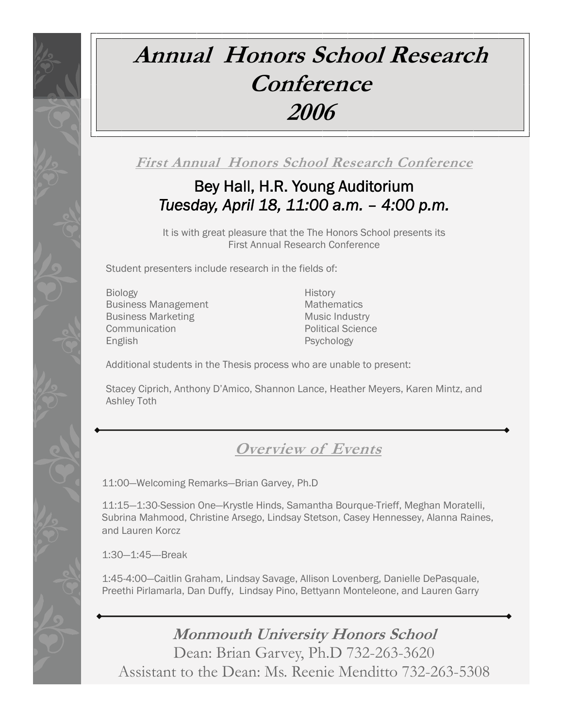# Annual Honors School Research Conference 2006

## First Annual Honors School Research Conference

### Bey Hall, H.R. Young Auditorium
### *Tuesday, April 18, 11:00 a.m. – 4:00 p.m.*

It is with great pleasure that the The Honors School presents its First Annual Research Conference

Student presenters include research in the fields of:

- Biology
- Business Management
- Business Marketing
- Communication
- English
- History
- Mathematics
- Music Industry
- Political Science
- Psychology

Additional students in the Thesis process who are unable to present:

Stacey Ciprich, Anthony D'Amico, Shannon Lance, Heather Meyers, Karen Mintz, and Ashley Toth

---

## Overview of Events

11:00—Welcoming Remarks—Brian Garvey, Ph.D

11:15—1:30-Session One—Krystle Hinds, Samantha Bourque-Trieff, Meghan Moratelli, Subrina Mahmood, Christine Arsego, Lindsay Stetson, Casey Hennessey, Alanna Raines, and Lauren Korcz

1:30—1:45—Break

1:45-4:00—Caitlin Graham, Lindsay Savage, Allison Lovenberg, Danielle DePasquale, Preethi Pirlamarla, Dan Duffy, Lindsay Pino, Bettyann Monteleone, and Lauren Garry

---

**Monmouth University Honors School**

Dean: Brian Garvey, Ph.D 732-263-3620

Assistant to the Dean: Ms. Reenie Menditto 732-263-5308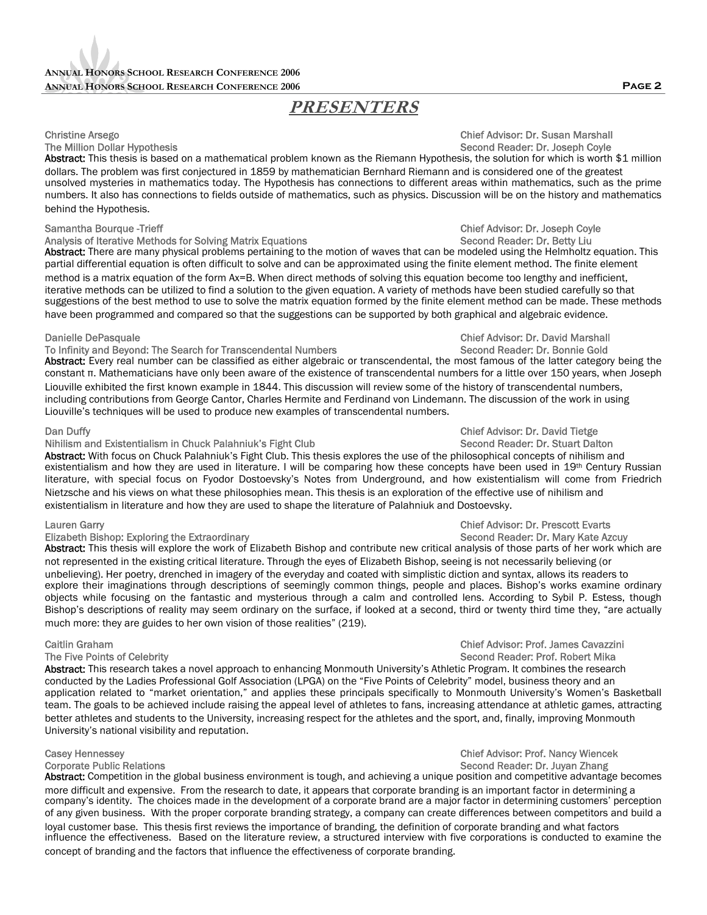# PRESENTERS

**Christine Arsego** — Chief Advisor: Dr. Susan Marshall
**The Million Dollar Hypothesis** — Second Reader: Dr. Joseph Coyle
**Abstract:** This thesis is based on a mathematical problem known as the Riemann Hypothesis, the solution for which is worth $1 million dollars. The problem was first conjectured in 1859 by mathematician Bernhard Riemann and is considered one of the greatest unsolved mysteries in mathematics today. The Hypothesis has connections to different areas within mathematics, such as the prime numbers. It also has connections to fields outside of mathematics, such as physics. Discussion will be on the history and mathematics behind the Hypothesis.

**Samantha Bourque -Trieff** — Chief Advisor: Dr. Joseph Coyle
**Analysis of Iterative Methods for Solving Matrix Equations** — Second Reader: Dr. Betty Liu
**Abstract:** There are many physical problems pertaining to the motion of waves that can be modeled using the Helmholtz equation. This partial differential equation is often difficult to solve and can be approximated using the finite element method. The finite element method is a matrix equation of the form $Ax=B$. When direct methods of solving this equation become too lengthy and inefficient, iterative methods can be utilized to find a solution to the given equation. A variety of methods have been studied carefully so that suggestions of the best method to use to solve the matrix equation formed by the finite element method can be made. These methods have been programmed and compared so that the suggestions can be supported by both graphical and algebraic evidence.

**Danielle DePasquale** — Chief Advisor: Dr. David Marshall
**To Infinity and Beyond: The Search for Transcendental Numbers** — Second Reader: Dr. Bonnie Gold
**Abstract:** Every real number can be classified as either algebraic or transcendental, the most famous of the latter category being the constant π. Mathematicians have only been aware of the existence of transcendental numbers for a little over 150 years, when Joseph Liouville exhibited the first known example in 1844. This discussion will review some of the history of transcendental numbers, including contributions from George Cantor, Charles Hermite and Ferdinand von Lindemann. The discussion of the work in using Liouville's techniques will be used to produce new examples of transcendental numbers.

**Dan Duffy** — Chief Advisor: Dr. David Tietge
**Nihilism and Existentialism in Chuck Palahniuk's Fight Club** — Second Reader: Dr. Stuart Dalton
**Abstract:** With focus on Chuck Palahniuk's Fight Club. This thesis explores the use of the philosophical concepts of nihilism and existentialism and how they are used in literature. I will be comparing how these concepts have been used in 19th Century Russian literature, with special focus on Fyodor Dostoevsky's Notes from Underground, and how existentialism will come from Friedrich Nietzsche and his views on what these philosophies mean. This thesis is an exploration of the effective use of nihilism and existentialism in literature and how they are used to shape the literature of Palahniuk and Dostoevsky.

**Lauren Garry** — Chief Advisor: Dr. Prescott Evarts
**Elizabeth Bishop: Exploring the Extraordinary** — Second Reader: Dr. Mary Kate Azcuy
**Abstract:** This thesis will explore the work of Elizabeth Bishop and contribute new critical analysis of those parts of her work which are not represented in the existing critical literature. Through the eyes of Elizabeth Bishop, seeing is not necessarily believing (or unbelieving). Her poetry, drenched in imagery of the everyday and coated with simplistic diction and syntax, allows its readers to explore their imaginations through descriptions of seemingly common things, people and places. Bishop's works examine ordinary objects while focusing on the fantastic and mysterious through a calm and controlled lens. According to Sybil P. Estess, though Bishop's descriptions of reality may seem ordinary on the surface, if looked at a second, third or twenty third time they, "are actually much more: they are guides to her own vision of those realities" (219).

**Caitlin Graham** — Chief Advisor: Prof. James Cavazzini
**The Five Points of Celebrity** — Second Reader: Prof. Robert Mika
**Abstract:** This research takes a novel approach to enhancing Monmouth University's Athletic Program. It combines the research conducted by the Ladies Professional Golf Association (LPGA) on the "Five Points of Celebrity" model, business theory and an application related to "market orientation," and applies these principals specifically to Monmouth University's Women's Basketball team. The goals to be achieved include raising the appeal level of athletes to fans, increasing attendance at athletic games, attracting better athletes and students to the University, increasing respect for the athletes and the sport, and, finally, improving Monmouth University's national visibility and reputation.

**Casey Hennessey** — Chief Advisor: Prof. Nancy Wiencek
**Corporate Public Relations** — Second Reader: Dr. Juyan Zhang
**Abstract:** Competition in the global business environment is tough, and achieving a unique position and competitive advantage becomes more difficult and expensive. From the research to date, it appears that corporate branding is an important factor in determining a company's identity. The choices made in the development of a corporate brand are a major factor in determining customers' perception of any given business. With the proper corporate branding strategy, a company can create differences between competitors and build a loyal customer base. This thesis first reviews the importance of branding, the definition of corporate branding and what factors influence the effectiveness. Based on the literature review, a structured interview with five corporations is conducted to examine the concept of branding and the factors that influence the effectiveness of corporate branding.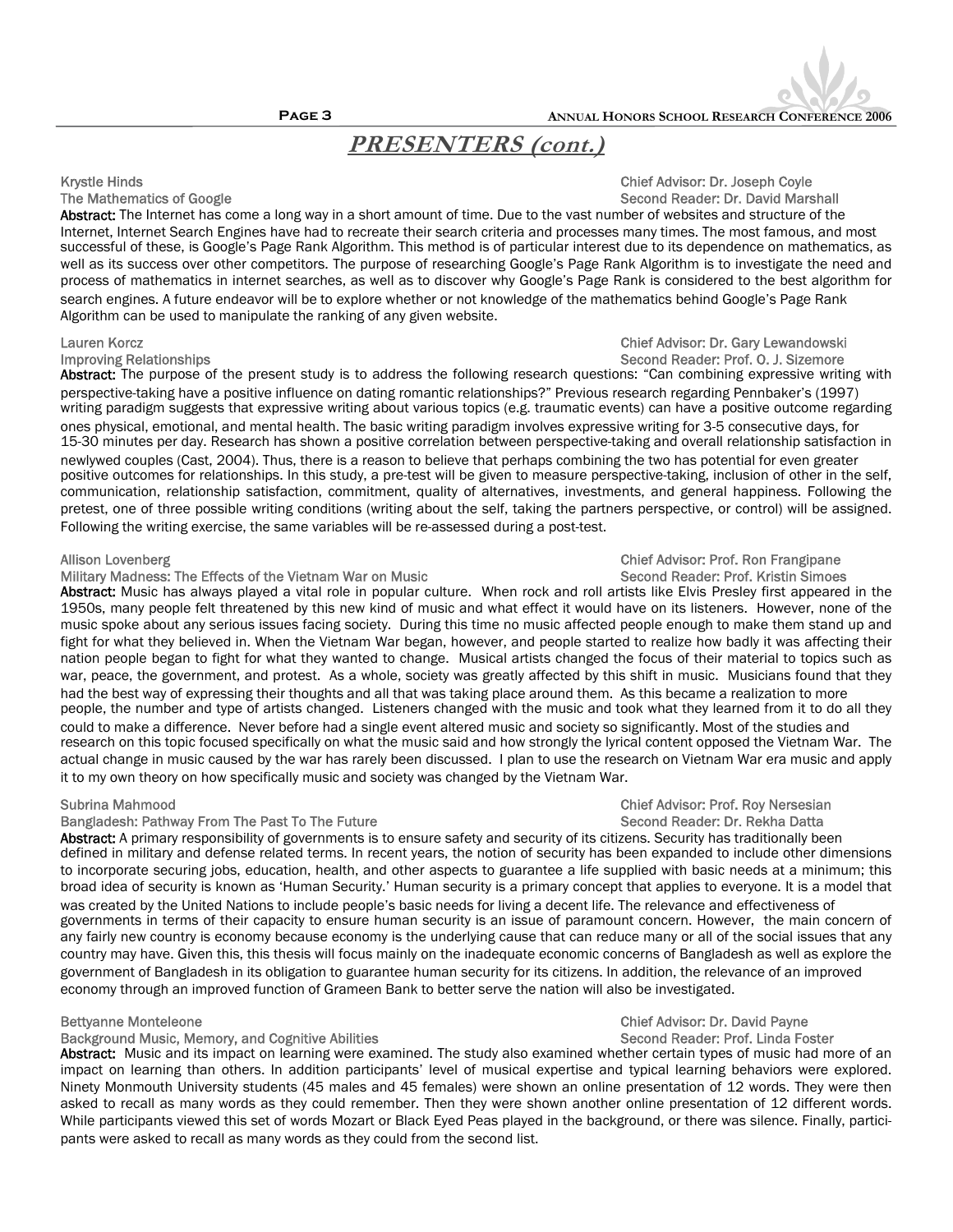## PRESENTERS (cont.)

Krystle Hinds
The Mathematics of Google
Chief Advisor: Dr. Joseph Coyle
Second Reader: Dr. David Marshall

**Abstract:** The Internet has come a long way in a short amount of time. Due to the vast number of websites and structure of the Internet, Internet Search Engines have had to recreate their search criteria and processes many times. The most famous, and most successful of these, is Google's Page Rank Algorithm. This method is of particular interest due to its dependence on mathematics, as well as its success over other competitors. The purpose of researching Google's Page Rank Algorithm is to investigate the need and process of mathematics in internet searches, as well as to discover why Google's Page Rank is considered to the best algorithm for search engines. A future endeavor will be to explore whether or not knowledge of the mathematics behind Google's Page Rank Algorithm can be used to manipulate the ranking of any given website.

Lauren Korcz
Improving Relationships
Chief Advisor: Dr. Gary Lewandowski
Second Reader: Prof. O. J. Sizemore

**Abstract:** The purpose of the present study is to address the following research questions: "Can combining expressive writing with perspective-taking have a positive influence on dating romantic relationships?" Previous research regarding Pennbaker's (1997) writing paradigm suggests that expressive writing about various topics (e.g. traumatic events) can have a positive outcome regarding ones physical, emotional, and mental health. The basic writing paradigm involves expressive writing for 3-5 consecutive days, for 15-30 minutes per day. Research has shown a positive correlation between perspective-taking and overall relationship satisfaction in newlywed couples (Cast, 2004). Thus, there is a reason to believe that perhaps combining the two has potential for even greater positive outcomes for relationships. In this study, a pre-test will be given to measure perspective-taking, inclusion of other in the self, communication, relationship satisfaction, commitment, quality of alternatives, investments, and general happiness. Following the pretest, one of three possible writing conditions (writing about the self, taking the partners perspective, or control) will be assigned. Following the writing exercise, the same variables will be re-assessed during a post-test.

Allison Lovenberg
Military Madness: The Effects of the Vietnam War on Music
Chief Advisor: Prof. Ron Frangipane
Second Reader: Prof. Kristin Simoes

**Abstract:** Music has always played a vital role in popular culture. When rock and roll artists like Elvis Presley first appeared in the 1950s, many people felt threatened by this new kind of music and what effect it would have on its listeners. However, none of the music spoke about any serious issues facing society. During this time no music affected people enough to make them stand up and fight for what they believed in. When the Vietnam War began, however, and people started to realize how badly it was affecting their nation people began to fight for what they wanted to change. Musical artists changed the focus of their material to topics such as war, peace, the government, and protest. As a whole, society was greatly affected by this shift in music. Musicians found that they had the best way of expressing their thoughts and all that was taking place around them. As this became a realization to more people, the number and type of artists changed. Listeners changed with the music and took what they learned from it to do all they could to make a difference. Never before had a single event altered music and society so significantly. Most of the studies and research on this topic focused specifically on what the music said and how strongly the lyrical content opposed the Vietnam War. The actual change in music caused by the war has rarely been discussed. I plan to use the research on Vietnam War era music and apply it to my own theory on how specifically music and society was changed by the Vietnam War.

Subrina Mahmood
Bangladesh: Pathway From The Past To The Future
Chief Advisor: Prof. Roy Nersesian
Second Reader: Dr. Rekha Datta

**Abstract:** A primary responsibility of governments is to ensure safety and security of its citizens. Security has traditionally been defined in military and defense related terms. In recent years, the notion of security has been expanded to include other dimensions to incorporate securing jobs, education, health, and other aspects to guarantee a life supplied with basic needs at a minimum; this broad idea of security is known as 'Human Security.' Human security is a primary concept that applies to everyone. It is a model that was created by the United Nations to include people's basic needs for living a decent life. The relevance and effectiveness of governments in terms of their capacity to ensure human security is an issue of paramount concern. However, the main concern of any fairly new country is economy because economy is the underlying cause that can reduce many or all of the social issues that any country may have. Given this, this thesis will focus mainly on the inadequate economic concerns of Bangladesh as well as explore the government of Bangladesh in its obligation to guarantee human security for its citizens. In addition, the relevance of an improved economy through an improved function of Grameen Bank to better serve the nation will also be investigated.

Bettyanne Monteleone
Background Music, Memory, and Cognitive Abilities
Chief Advisor: Dr. David Payne
Second Reader: Prof. Linda Foster

**Abstract:** Music and its impact on learning were examined. The study also examined whether certain types of music had more of an impact on learning than others. In addition participants' level of musical expertise and typical learning behaviors were explored. Ninety Monmouth University students (45 males and 45 females) were shown an online presentation of 12 words. They were then asked to recall as many words as they could remember. Then they were shown another online presentation of 12 different words. While participants viewed this set of words Mozart or Black Eyed Peas played in the background, or there was silence. Finally, participants were asked to recall as many words as they could from the second list.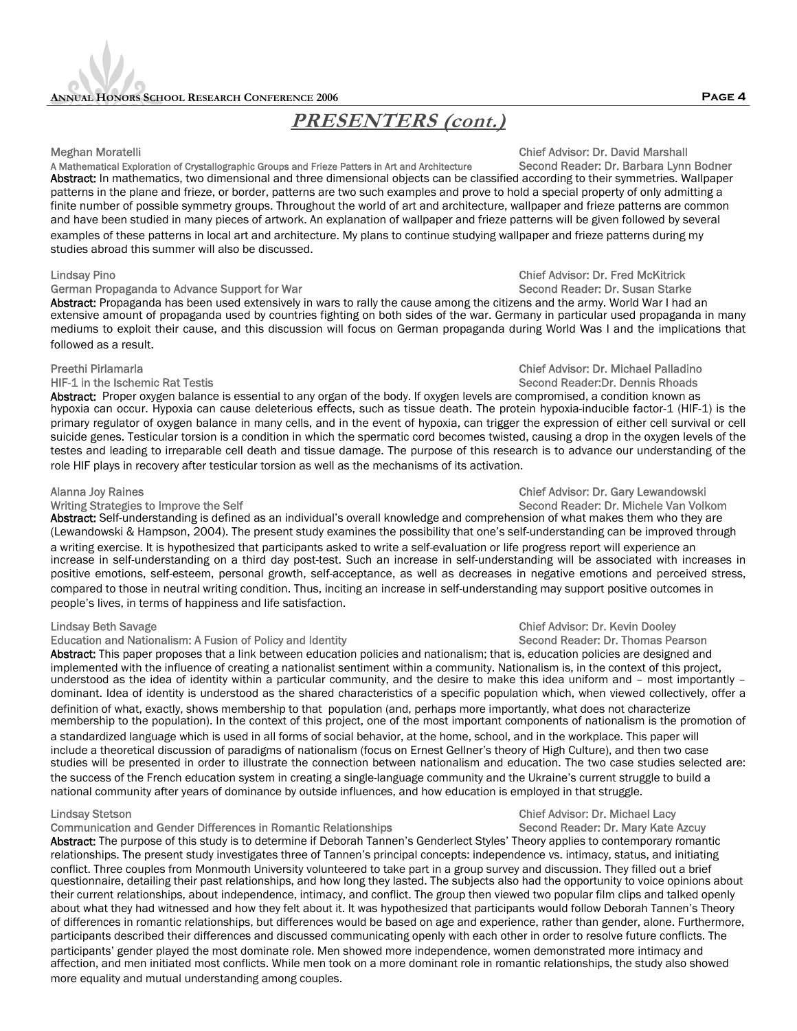## PRESENTERS (cont.)

Meghan Moratelli
A Mathematical Exploration of Crystallographic Groups and Frieze Patterns in Art and Architecture
Chief Advisor: Dr. David Marshall
Second Reader: Dr. Barbara Lynn Bodner

**Abstract:** In mathematics, two dimensional and three dimensional objects can be classified according to their symmetries. Wallpaper patterns in the plane and frieze, or border, patterns are two such examples and prove to hold a special property of only admitting a finite number of possible symmetry groups. Throughout the world of art and architecture, wallpaper and frieze patterns are common and have been studied in many pieces of artwork. An explanation of wallpaper and frieze patterns will be given followed by several examples of these patterns in local art and architecture. My plans to continue studying wallpaper and frieze patterns during my studies abroad this summer will also be discussed.

Lindsay Pino
German Propaganda to Advance Support for War
Chief Advisor: Dr. Fred McKitrick
Second Reader: Dr. Susan Starke

**Abstract:** Propaganda has been used extensively in wars to rally the cause among the citizens and the army. World War I had an extensive amount of propaganda used by countries fighting on both sides of the war. Germany in particular used propaganda in many mediums to exploit their cause, and this discussion will focus on German propaganda during World Was I and the implications that followed as a result.

Preethi Pirlamarla
HIF-1 in the Ischemic Rat Testis
Chief Advisor: Dr. Michael Palladino
Second Reader:Dr. Dennis Rhoads

**Abstract:** Proper oxygen balance is essential to any organ of the body. If oxygen levels are compromised, a condition known as hypoxia can occur. Hypoxia can cause deleterious effects, such as tissue death. The protein hypoxia-inducible factor-1 (HIF-1) is the primary regulator of oxygen balance in many cells, and in the event of hypoxia, can trigger the expression of either cell survival or cell suicide genes. Testicular torsion is a condition in which the spermatic cord becomes twisted, causing a drop in the oxygen levels of the testes and leading to irreparable cell death and tissue damage. The purpose of this research is to advance our understanding of the role HIF plays in recovery after testicular torsion as well as the mechanisms of its activation.

Alanna Joy Raines
Writing Strategies to Improve the Self
Chief Advisor: Dr. Gary Lewandowski
Second Reader: Dr. Michele Van Volkom

**Abstract:** Self-understanding is defined as an individual's overall knowledge and comprehension of what makes them who they are (Lewandowski & Hampson, 2004). The present study examines the possibility that one's self-understanding can be improved through a writing exercise. It is hypothesized that participants asked to write a self-evaluation or life progress report will experience an increase in self-understanding on a third day post-test. Such an increase in self-understanding will be associated with increases in positive emotions, self-esteem, personal growth, self-acceptance, as well as decreases in negative emotions and perceived stress, compared to those in neutral writing condition. Thus, inciting an increase in self-understanding may support positive outcomes in people's lives, in terms of happiness and life satisfaction.

Lindsay Beth Savage
Education and Nationalism: A Fusion of Policy and Identity
Chief Advisor: Dr. Kevin Dooley
Second Reader: Dr. Thomas Pearson

**Abstract:** This paper proposes that a link between education policies and nationalism; that is, education policies are designed and implemented with the influence of creating a nationalist sentiment within a community. Nationalism is, in the context of this project, understood as the idea of identity within a particular community, and the desire to make this idea uniform and – most importantly – dominant. Idea of identity is understood as the shared characteristics of a specific population which, when viewed collectively, offer a definition of what, exactly, shows membership to that population (and, perhaps more importantly, what does not characterize membership to the population). In the context of this project, one of the most important components of nationalism is the promotion of a standardized language which is used in all forms of social behavior, at the home, school, and in the workplace. This paper will include a theoretical discussion of paradigms of nationalism (focus on Ernest Gellner's theory of High Culture), and then two case studies will be presented in order to illustrate the connection between nationalism and education. The two case studies selected are: the success of the French education system in creating a single-language community and the Ukraine's current struggle to build a national community after years of dominance by outside influences, and how education is employed in that struggle.

Lindsay Stetson
Communication and Gender Differences in Romantic Relationships
Chief Advisor: Dr. Michael Lacy
Second Reader: Dr. Mary Kate Azcuy

**Abstract:** The purpose of this study is to determine if Deborah Tannen's Genderlect Styles' Theory applies to contemporary romantic relationships. The present study investigates three of Tannen's principal concepts: independence vs. intimacy, status, and initiating conflict. Three couples from Monmouth University volunteered to take part in a group survey and discussion. They filled out a brief questionnaire, detailing their past relationships, and how long they lasted. The subjects also had the opportunity to voice opinions about their current relationships, about independence, intimacy, and conflict. The group then viewed two popular film clips and talked openly about what they had witnessed and how they felt about it. It was hypothesized that participants would follow Deborah Tannen's Theory of differences in romantic relationships, but differences would be based on age and experience, rather than gender, alone. Furthermore, participants described their differences and discussed communicating openly with each other in order to resolve future conflicts. The participants' gender played the most dominate role. Men showed more independence, women demonstrated more intimacy and affection, and men initiated most conflicts. While men took on a more dominant role in romantic relationships, the study also showed more equality and mutual understanding among couples.